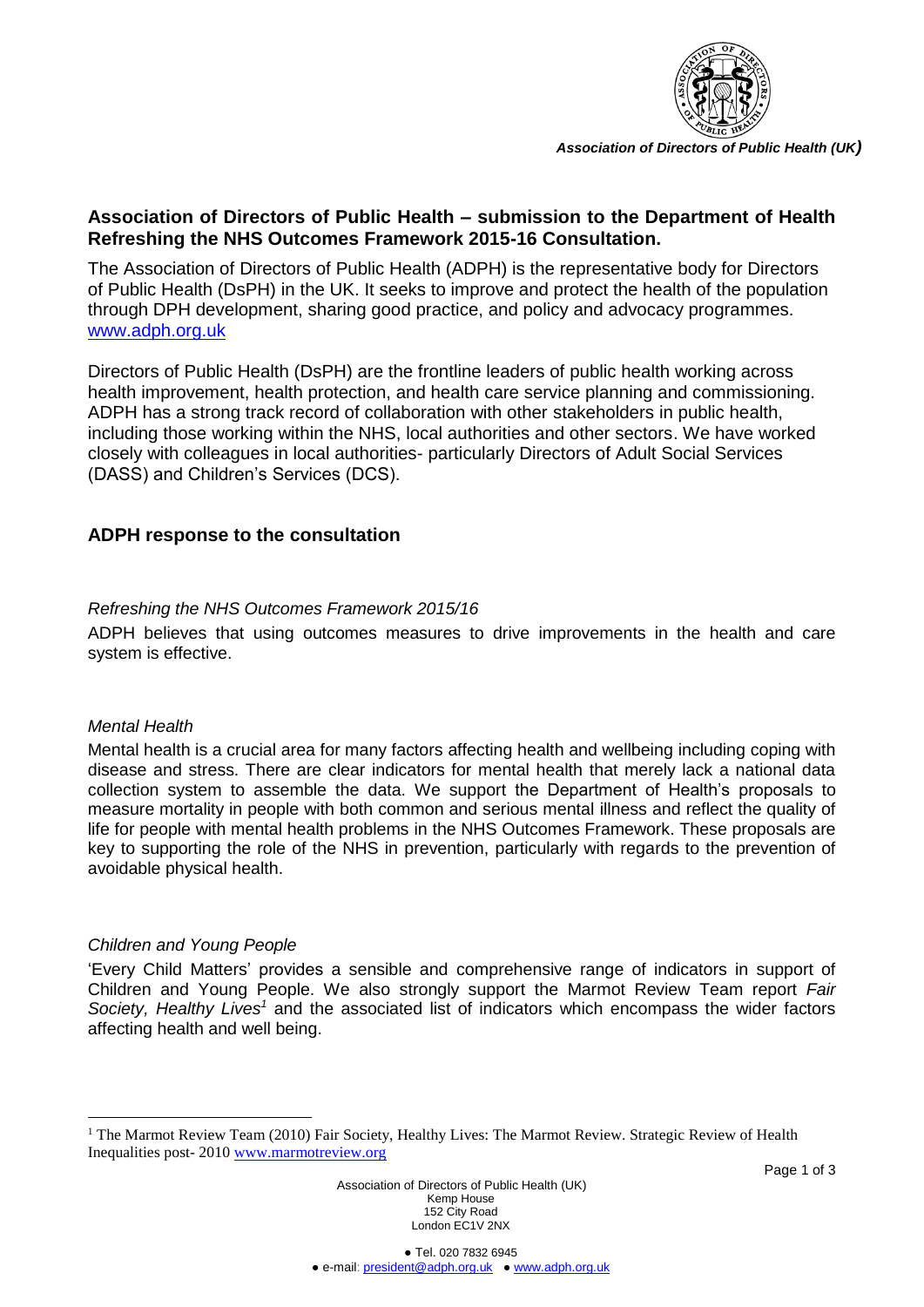*Association of Directors of Public Health (UK)*

## Association of Directors of Public Health – submission to the Department of Health Refreshing the NHS Outcomes Framework 2015-16 Consultation.

The Association of Directors of Public Health (ADPH) is the representative body for Directors of Public Health (DsPH) in the UK. It seeks to improve and protect the health of the population through DPH development, sharing good practice, and policy and advocacy programmes. www.adph.org.uk

Directors of Public Health (DsPH) are the frontline leaders of public health working across health improvement, health protection, and health care service planning and commissioning. ADPH has a strong track record of collaboration with other stakeholders in public health, including those working within the NHS, local authorities and other sectors. We have worked closely with colleagues in local authorities- particularly Directors of Adult Social Services (DASS) and Children's Services (DCS).

## ADPH response to the consultation

*Refreshing the NHS Outcomes Framework 2015/16*

ADPH believes that using outcomes measures to drive improvements in the health and care system is effective.

*Mental Health*

Mental health is a crucial area for many factors affecting health and wellbeing including coping with disease and stress. There are clear indicators for mental health that merely lack a national data collection system to assemble the data. We support the Department of Health's proposals to measure mortality in people with both common and serious mental illness and reflect the quality of life for people with mental health problems in the NHS Outcomes Framework. These proposals are key to supporting the role of the NHS in prevention, particularly with regards to the prevention of avoidable physical health.

*Children and Young People*

'Every Child Matters' provides a sensible and comprehensive range of indicators in support of Children and Young People. We also strongly support the Marmot Review Team report *Fair Society, Healthy Lives*[1] and the associated list of indicators which encompass the wider factors affecting health and well being.

[1] The Marmot Review Team (2010) Fair Society, Healthy Lives: The Marmot Review. Strategic Review of Health Inequalities post- 2010 www.marmotreview.org

Association of Directors of Public Health (UK)
Kemp House
152 City Road
London EC1V 2NX

● Tel. 020 7832 6945
● e-mail: president@adph.org.uk ● www.adph.org.uk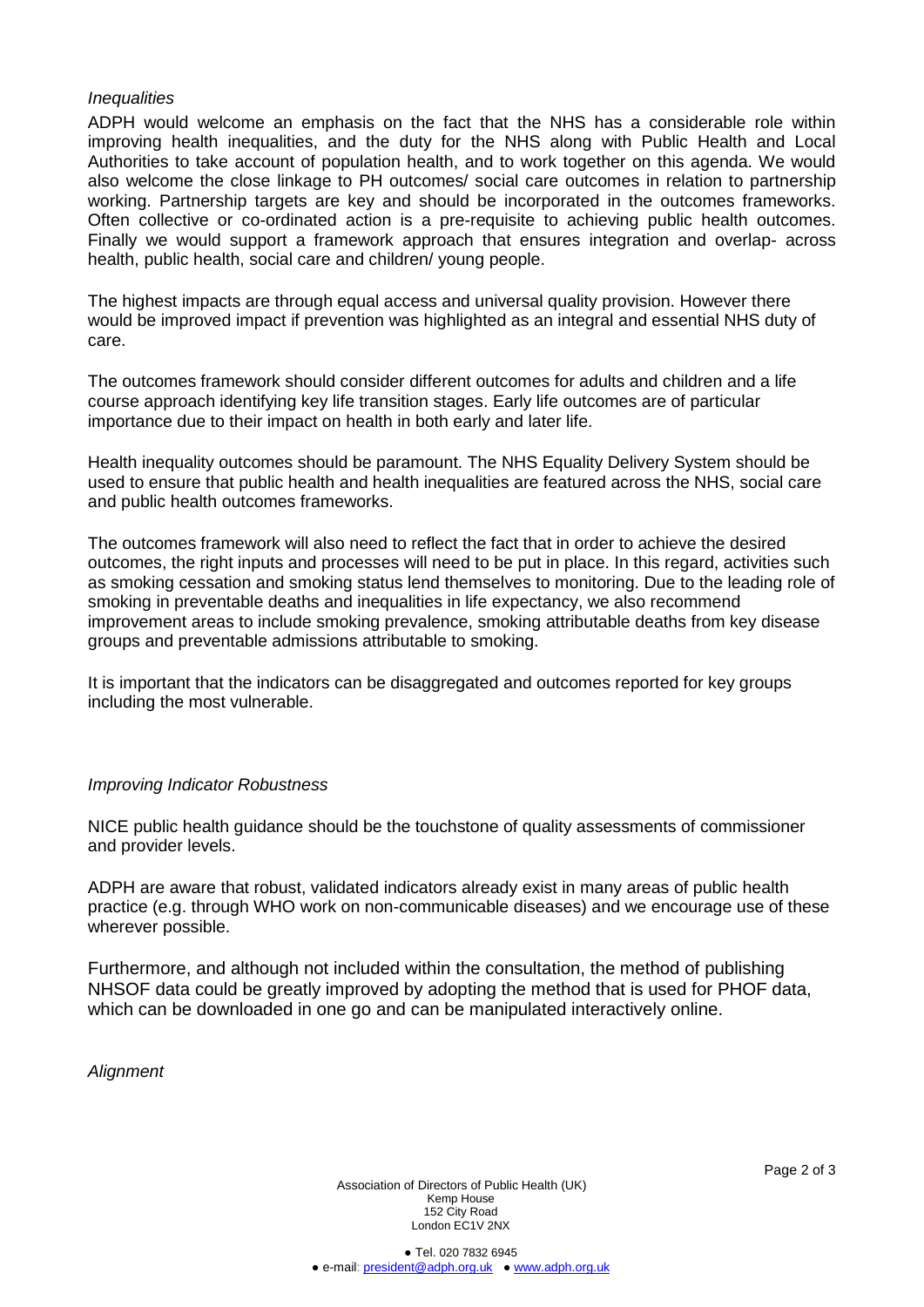*Inequalities*

ADPH would welcome an emphasis on the fact that the NHS has a considerable role within improving health inequalities, and the duty for the NHS along with Public Health and Local Authorities to take account of population health, and to work together on this agenda. We would also welcome the close linkage to PH outcomes/ social care outcomes in relation to partnership working. Partnership targets are key and should be incorporated in the outcomes frameworks. Often collective or co-ordinated action is a pre-requisite to achieving public health outcomes. Finally we would support a framework approach that ensures integration and overlap- across health, public health, social care and children/ young people.

The highest impacts are through equal access and universal quality provision. However there would be improved impact if prevention was highlighted as an integral and essential NHS duty of care.

The outcomes framework should consider different outcomes for adults and children and a life course approach identifying key life transition stages. Early life outcomes are of particular importance due to their impact on health in both early and later life.

Health inequality outcomes should be paramount. The NHS Equality Delivery System should be used to ensure that public health and health inequalities are featured across the NHS, social care and public health outcomes frameworks.

The outcomes framework will also need to reflect the fact that in order to achieve the desired outcomes, the right inputs and processes will need to be put in place. In this regard, activities such as smoking cessation and smoking status lend themselves to monitoring. Due to the leading role of smoking in preventable deaths and inequalities in life expectancy, we also recommend improvement areas to include smoking prevalence, smoking attributable deaths from key disease groups and preventable admissions attributable to smoking.

It is important that the indicators can be disaggregated and outcomes reported for key groups including the most vulnerable.

*Improving Indicator Robustness*

NICE public health guidance should be the touchstone of quality assessments of commissioner and provider levels.

ADPH are aware that robust, validated indicators already exist in many areas of public health practice (e.g. through WHO work on non-communicable diseases) and we encourage use of these wherever possible.

Furthermore, and although not included within the consultation, the method of publishing NHSOF data could be greatly improved by adopting the method that is used for PHOF data, which can be downloaded in one go and can be manipulated interactively online.

*Alignment*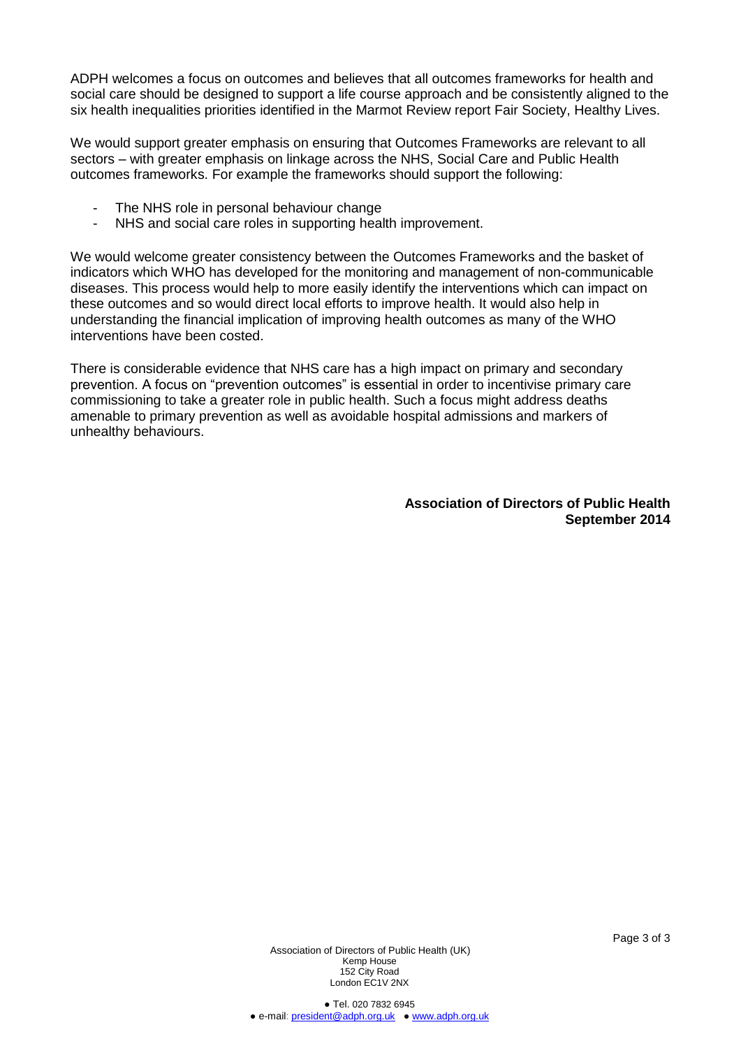ADPH welcomes a focus on outcomes and believes that all outcomes frameworks for health and social care should be designed to support a life course approach and be consistently aligned to the six health inequalities priorities identified in the Marmot Review report Fair Society, Healthy Lives.

We would support greater emphasis on ensuring that Outcomes Frameworks are relevant to all sectors – with greater emphasis on linkage across the NHS, Social Care and Public Health outcomes frameworks. For example the frameworks should support the following:

- The NHS role in personal behaviour change
- NHS and social care roles in supporting health improvement.

We would welcome greater consistency between the Outcomes Frameworks and the basket of indicators which WHO has developed for the monitoring and management of non-communicable diseases. This process would help to more easily identify the interventions which can impact on these outcomes and so would direct local efforts to improve health. It would also help in understanding the financial implication of improving health outcomes as many of the WHO interventions have been costed.

There is considerable evidence that NHS care has a high impact on primary and secondary prevention. A focus on "prevention outcomes" is essential in order to incentivise primary care commissioning to take a greater role in public health. Such a focus might address deaths amenable to primary prevention as well as avoidable hospital admissions and markers of unhealthy behaviours.

**Association of Directors of Public Health**
**September 2014**

Association of Directors of Public Health (UK)
Kemp House
152 City Road
London EC1V 2NX

● Tel. 020 7832 6945
● e-mail: president@adph.org.uk ● www.adph.org.uk